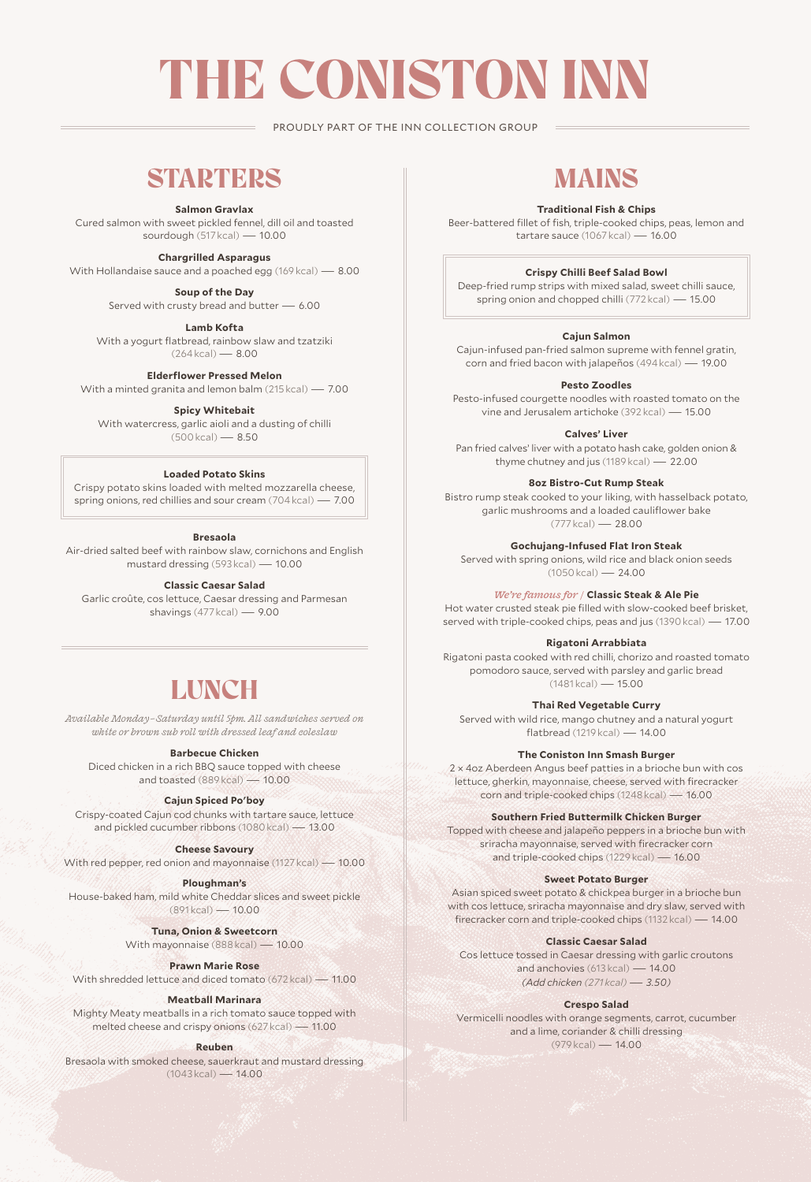# THE CONISTON INN

PROUDLY PART OF THE INN COLLECTION GROUP

## STARTERS

**Salmon Gravlax**
Cured salmon with sweet pickled fennel, dill oil and toasted sourdough (517 kcal) — 10.00

**Chargrilled Asparagus**
With Hollandaise sauce and a poached egg (169 kcal) — 8.00

**Soup of the Day**
Served with crusty bread and butter — 6.00

**Lamb Kofta**
With a yogurt flatbread, rainbow slaw and tzatziki (264 kcal) — 8.00

**Elderflower Pressed Melon**
With a minted granita and lemon balm (215 kcal) — 7.00

**Spicy Whitebait**
With watercress, garlic aioli and a dusting of chilli (500 kcal) — 8.50

**Loaded Potato Skins**
Crispy potato skins loaded with melted mozzarella cheese, spring onions, red chillies and sour cream (704 kcal) — 7.00

**Bresaola**
Air-dried salted beef with rainbow slaw, cornichons and English mustard dressing (593 kcal) — 10.00

**Classic Caesar Salad**
Garlic croûte, cos lettuce, Caesar dressing and Parmesan shavings (477 kcal) — 9.00

## LUNCH

*Available Monday–Saturday until 5pm. All sandwiches served on white or brown sub roll with dressed leaf and coleslaw*

**Barbecue Chicken**
Diced chicken in a rich BBQ sauce topped with cheese and toasted (889 kcal) — 10.00

**Cajun Spiced Po'boy**
Crispy-coated Cajun cod chunks with tartare sauce, lettuce and pickled cucumber ribbons (1080 kcal) — 13.00

**Cheese Savoury**
With red pepper, red onion and mayonnaise (1127 kcal) — 10.00

**Ploughman's**
House-baked ham, mild white Cheddar slices and sweet pickle (891 kcal) — 10.00

**Tuna, Onion & Sweetcorn**
With mayonnaise (888 kcal) — 10.00

**Prawn Marie Rose**
With shredded lettuce and diced tomato (672 kcal) — 11.00

**Meatball Marinara**
Mighty Meaty meatballs in a rich tomato sauce topped with melted cheese and crispy onions (627 kcal) — 11.00

**Reuben**
Bresaola with smoked cheese, sauerkraut and mustard dressing (1043 kcal) — 14.00

## MAINS

**Traditional Fish & Chips**
Beer-battered fillet of fish, triple-cooked chips, peas, lemon and tartare sauce (1067 kcal) — 16.00

**Crispy Chilli Beef Salad Bowl**
Deep-fried rump strips with mixed salad, sweet chilli sauce, spring onion and chopped chilli (772 kcal) — 15.00

**Cajun Salmon**
Cajun-infused pan-fried salmon supreme with fennel gratin, corn and fried bacon with jalapeños (494 kcal) — 19.00

**Pesto Zoodles**
Pesto-infused courgette noodles with roasted tomato on the vine and Jerusalem artichoke (392 kcal) — 15.00

**Calves' Liver**
Pan fried calves' liver with a potato hash cake, golden onion & thyme chutney and jus (1189 kcal) — 22.00

**8oz Bistro-Cut Rump Steak**
Bistro rump steak cooked to your liking, with hasselback potato, garlic mushrooms and a loaded cauliflower bake (777 kcal) — 28.00

**Gochujang-Infused Flat Iron Steak**
Served with spring onions, wild rice and black onion seeds (1050 kcal) — 24.00

*We're famous for* | **Classic Steak & Ale Pie**
Hot water crusted steak pie filled with slow-cooked beef brisket, served with triple-cooked chips, peas and jus (1390 kcal) — 17.00

**Rigatoni Arrabbiata**
Rigatoni pasta cooked with red chilli, chorizo and roasted tomato pomodoro sauce, served with parsley and garlic bread (1481 kcal) — 15.00

**Thai Red Vegetable Curry**
Served with wild rice, mango chutney and a natural yogurt flatbread (1219 kcal) — 14.00

**The Coniston Inn Smash Burger**
2 × 4oz Aberdeen Angus beef patties in a brioche bun with cos lettuce, gherkin, mayonnaise, cheese, served with firecracker corn and triple-cooked chips (1248 kcal) — 16.00

**Southern Fried Buttermilk Chicken Burger**
Topped with cheese and jalapeño peppers in a brioche bun with sriracha mayonnaise, served with firecracker corn and triple-cooked chips (1229 kcal) — 16.00

**Sweet Potato Burger**
Asian spiced sweet potato & chickpea burger in a brioche bun with cos lettuce, sriracha mayonnaise and dry slaw, served with firecracker corn and triple-cooked chips (1132 kcal) — 14.00

**Classic Caesar Salad**
Cos lettuce tossed in Caesar dressing with garlic croutons and anchovies (613 kcal) — 14.00
*(Add chicken (271 kcal) — 3.50)*

**Crespo Salad**
Vermicelli noodles with orange segments, carrot, cucumber and a lime, coriander & chilli dressing (979 kcal) — 14.00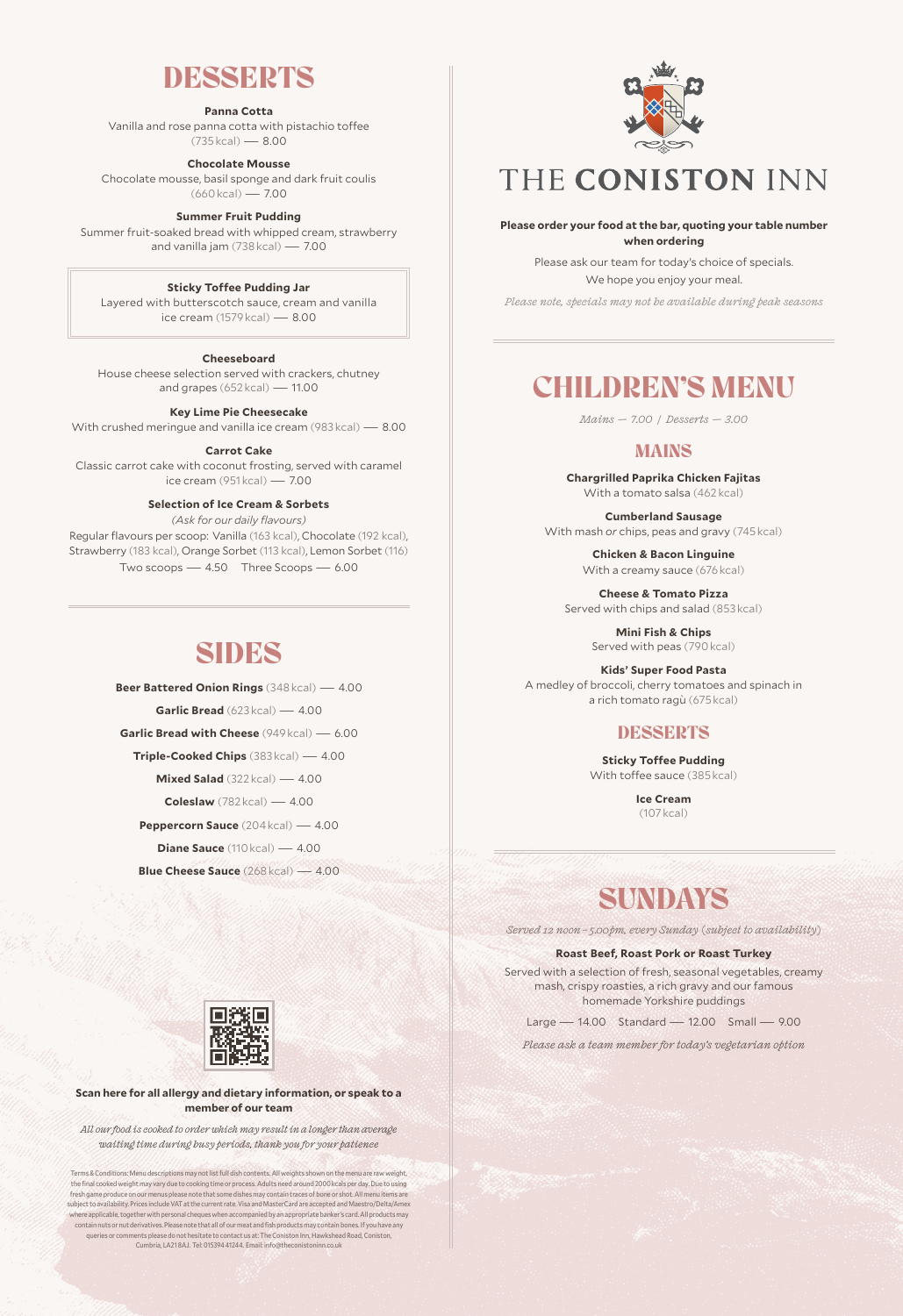# DESSERTS

**Panna Cotta**
Vanilla and rose panna cotta with pistachio toffee
(735 kcal) — 8.00

**Chocolate Mousse**
Chocolate mousse, basil sponge and dark fruit coulis
(660 kcal) — 7.00

**Summer Fruit Pudding**
Summer fruit-soaked bread with whipped cream, strawberry and vanilla jam (738 kcal) — 7.00

**Sticky Toffee Pudding Jar**
Layered with butterscotch sauce, cream and vanilla ice cream (1579 kcal) — 8.00

**Cheeseboard**
House cheese selection served with crackers, chutney and grapes (652 kcal) — 11.00

**Key Lime Pie Cheesecake**
With crushed meringue and vanilla ice cream (983 kcal) — 8.00

**Carrot Cake**
Classic carrot cake with coconut frosting, served with caramel ice cream (951 kcal) — 7.00

**Selection of Ice Cream & Sorbets**
*(Ask for our daily flavours)*
Regular flavours per scoop: Vanilla (163 kcal), Chocolate (192 kcal), Strawberry (183 kcal), Orange Sorbet (113 kcal), Lemon Sorbet (116)
Two scoops — 4.50 Three Scoops — 6.00

# SIDES

**Beer Battered Onion Rings** (348 kcal) — 4.00

**Garlic Bread** (623 kcal) — 4.00

**Garlic Bread with Cheese** (949 kcal) — 6.00

**Triple-Cooked Chips** (383 kcal) — 4.00

**Mixed Salad** (322 kcal) — 4.00

**Coleslaw** (782 kcal) — 4.00

**Peppercorn Sauce** (204 kcal) — 4.00

**Diane Sauce** (110 kcal) — 4.00

**Blue Cheese Sauce** (268 kcal) — 4.00

**Scan here for all allergy and dietary information, or speak to a member of our team**

*All our food is cooked to order which may result in a longer than average waiting time during busy periods, thank you for your patience*

Terms & Conditions: Menu descriptions may not list full dish contents. All weights shown on the menu are raw weight, the final cooked weight may vary due to cooking time or process. Adults need around 2000 kcals per day. Due to using fresh game produce on our menus please note that some dishes may contain traces of bone or shot. All menu items are subject to availability. Prices include VAT at the current rate. Visa and MasterCard are accepted and Maestro/Delta/Amex where applicable, together with personal cheques when accompanied by an appropriate banker's card. All products may contain nuts or nut derivatives. Please note that all of our meat and fish products may contain bones. If you have any queries or comments please do not hesitate to contact us at: The Coniston Inn, Hawkshead Road, Coniston, Cumbria, LA21 8AJ. Tel: 015394 41244. Email: info@theconistoninn.co.uk

# THE CONISTON INN

**Please order your food at the bar, quoting your table number when ordering**

Please ask our team for today's choice of specials.
We hope you enjoy your meal.

*Please note, specials may not be available during peak seasons*

# CHILDREN'S MENU

*Mains — 7.00 | Desserts — 3.00*

## MAINS

**Chargrilled Paprika Chicken Fajitas**
With a tomato salsa (462 kcal)

**Cumberland Sausage**
With mash *or* chips, peas and gravy (745 kcal)

**Chicken & Bacon Linguine**
With a creamy sauce (676 kcal)

**Cheese & Tomato Pizza**
Served with chips and salad (853 kcal)

**Mini Fish & Chips**
Served with peas (790 kcal)

**Kids' Super Food Pasta**
A medley of broccoli, cherry tomatoes and spinach in a rich tomato ragù (675 kcal)

## DESSERTS

**Sticky Toffee Pudding**
With toffee sauce (385 kcal)

**Ice Cream**
(107 kcal)

# SUNDAYS

*Served 12 noon – 5.00pm, every Sunday (subject to availability)*

**Roast Beef, Roast Pork or Roast Turkey**
Served with a selection of fresh, seasonal vegetables, creamy mash, crispy roasties, a rich gravy and our famous homemade Yorkshire puddings

Large — 14.00 Standard — 12.00 Small — 9.00

*Please ask a team member for today's vegetarian option*